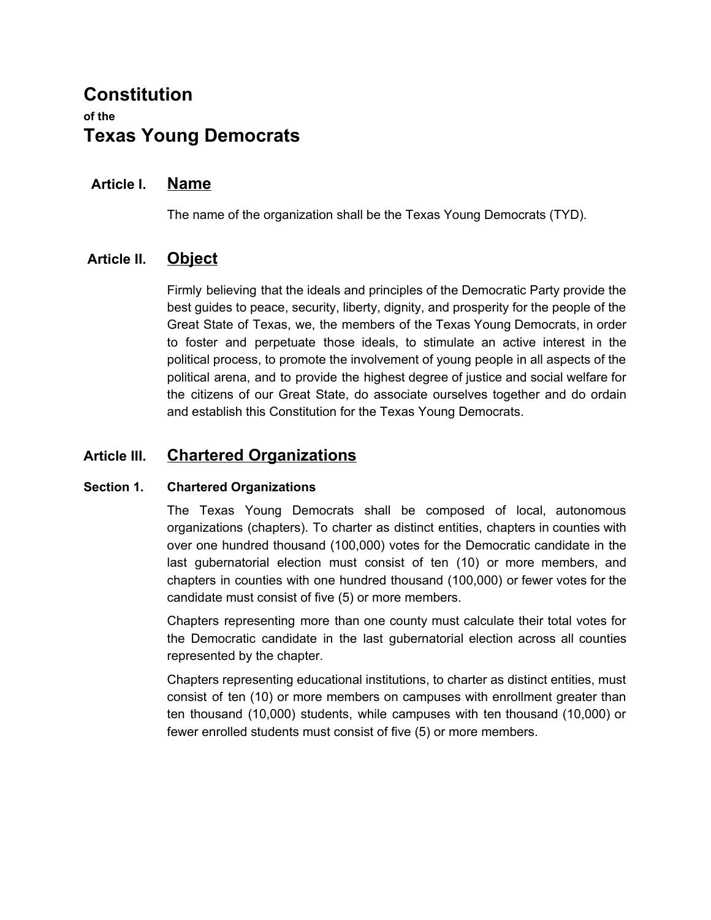# Constitution

**of the**

# Texas Young Democrats

## Article I. Name

The name of the organization shall be the Texas Young Democrats (TYD).

## Article II. Object

Firmly believing that the ideals and principles of the Democratic Party provide the best guides to peace, security, liberty, dignity, and prosperity for the people of the Great State of Texas, we, the members of the Texas Young Democrats, in order to foster and perpetuate those ideals, to stimulate an active interest in the political process, to promote the involvement of young people in all aspects of the political arena, and to provide the highest degree of justice and social welfare for the citizens of our Great State, do associate ourselves together and do ordain and establish this Constitution for the Texas Young Democrats.

## Article III. Chartered Organizations

### Section 1. Chartered Organizations

The Texas Young Democrats shall be composed of local, autonomous organizations (chapters). To charter as distinct entities, chapters in counties with over one hundred thousand (100,000) votes for the Democratic candidate in the last gubernatorial election must consist of ten (10) or more members, and chapters in counties with one hundred thousand (100,000) or fewer votes for the candidate must consist of five (5) or more members.

Chapters representing more than one county must calculate their total votes for the Democratic candidate in the last gubernatorial election across all counties represented by the chapter.

Chapters representing educational institutions, to charter as distinct entities, must consist of ten (10) or more members on campuses with enrollment greater than ten thousand (10,000) students, while campuses with ten thousand (10,000) or fewer enrolled students must consist of five (5) or more members.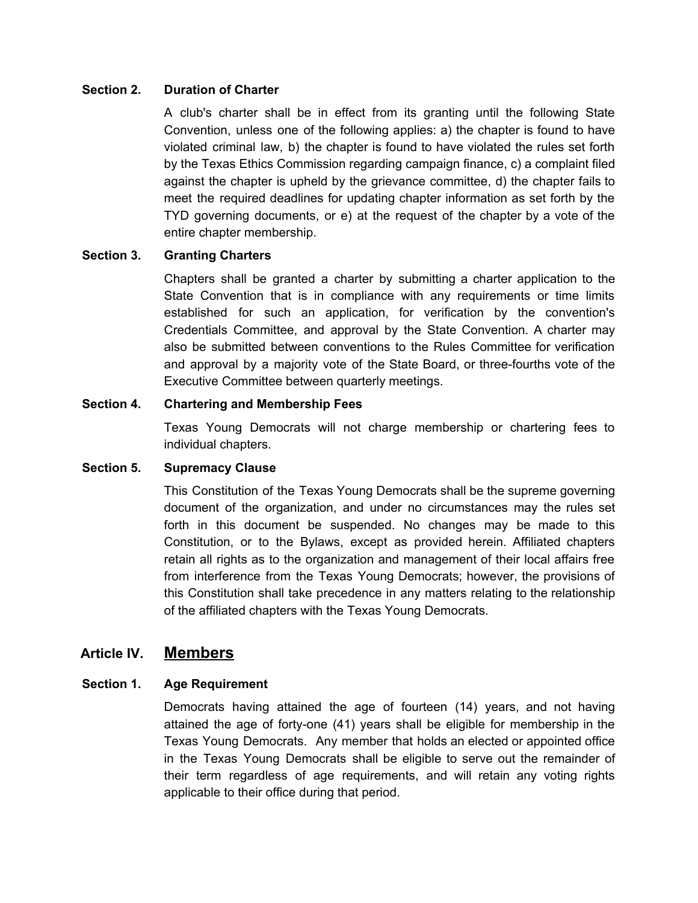### Section 2. Duration of Charter

A club's charter shall be in effect from its granting until the following State Convention, unless one of the following applies: a) the chapter is found to have violated criminal law, b) the chapter is found to have violated the rules set forth by the Texas Ethics Commission regarding campaign finance, c) a complaint filed against the chapter is upheld by the grievance committee, d) the chapter fails to meet the required deadlines for updating chapter information as set forth by the TYD governing documents, or e) at the request of the chapter by a vote of the entire chapter membership.

### Section 3. Granting Charters

Chapters shall be granted a charter by submitting a charter application to the State Convention that is in compliance with any requirements or time limits established for such an application, for verification by the convention's Credentials Committee, and approval by the State Convention. A charter may also be submitted between conventions to the Rules Committee for verification and approval by a majority vote of the State Board, or three-fourths vote of the Executive Committee between quarterly meetings.

### Section 4. Chartering and Membership Fees

Texas Young Democrats will not charge membership or chartering fees to individual chapters.

### Section 5. Supremacy Clause

This Constitution of the Texas Young Democrats shall be the supreme governing document of the organization, and under no circumstances may the rules set forth in this document be suspended. No changes may be made to this Constitution, or to the Bylaws, except as provided herein. Affiliated chapters retain all rights as to the organization and management of their local affairs free from interference from the Texas Young Democrats; however, the provisions of this Constitution shall take precedence in any matters relating to the relationship of the affiliated chapters with the Texas Young Democrats.

## Article IV. Members

### Section 1. Age Requirement

Democrats having attained the age of fourteen (14) years, and not having attained the age of forty-one (41) years shall be eligible for membership in the Texas Young Democrats. Any member that holds an elected or appointed office in the Texas Young Democrats shall be eligible to serve out the remainder of their term regardless of age requirements, and will retain any voting rights applicable to their office during that period.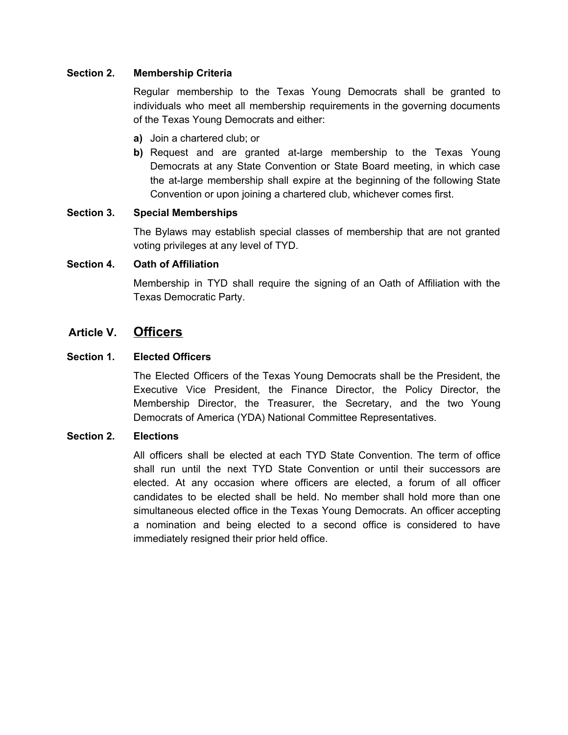### Section 2. Membership Criteria

Regular membership to the Texas Young Democrats shall be granted to individuals who meet all membership requirements in the governing documents of the Texas Young Democrats and either:

**a)** Join a chartered club; or

**b)** Request and are granted at-large membership to the Texas Young Democrats at any State Convention or State Board meeting, in which case the at-large membership shall expire at the beginning of the following State Convention or upon joining a chartered club, whichever comes first.

### Section 3. Special Memberships

The Bylaws may establish special classes of membership that are not granted voting privileges at any level of TYD.

### Section 4. Oath of Affiliation

Membership in TYD shall require the signing of an Oath of Affiliation with the Texas Democratic Party.

## Article V. Officers

### Section 1. Elected Officers

The Elected Officers of the Texas Young Democrats shall be the President, the Executive Vice President, the Finance Director, the Policy Director, the Membership Director, the Treasurer, the Secretary, and the two Young Democrats of America (YDA) National Committee Representatives.

### Section 2. Elections

All officers shall be elected at each TYD State Convention. The term of office shall run until the next TYD State Convention or until their successors are elected. At any occasion where officers are elected, a forum of all officer candidates to be elected shall be held. No member shall hold more than one simultaneous elected office in the Texas Young Democrats. An officer accepting a nomination and being elected to a second office is considered to have immediately resigned their prior held office.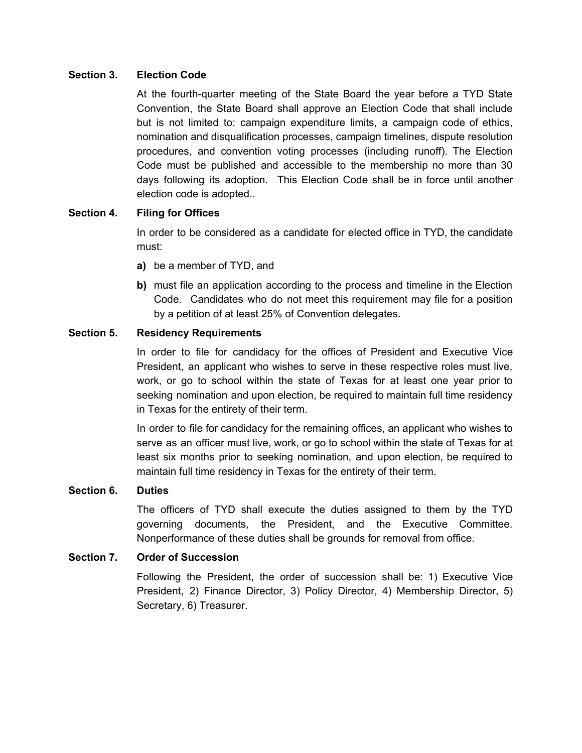### Section 3. Election Code

At the fourth-quarter meeting of the State Board the year before a TYD State Convention, the State Board shall approve an Election Code that shall include but is not limited to: campaign expenditure limits, a campaign code of ethics, nomination and disqualification processes, campaign timelines, dispute resolution procedures, and convention voting processes (including runoff). The Election Code must be published and accessible to the membership no more than 30 days following its adoption. This Election Code shall be in force until another election code is adopted..

### Section 4. Filing for Offices

In order to be considered as a candidate for elected office in TYD, the candidate must:

**a)** be a member of TYD, and

**b)** must file an application according to the process and timeline in the Election Code. Candidates who do not meet this requirement may file for a position by a petition of at least 25% of Convention delegates.

### Section 5. Residency Requirements

In order to file for candidacy for the offices of President and Executive Vice President, an applicant who wishes to serve in these respective roles must live, work, or go to school within the state of Texas for at least one year prior to seeking nomination and upon election, be required to maintain full time residency in Texas for the entirety of their term.

In order to file for candidacy for the remaining offices, an applicant who wishes to serve as an officer must live, work, or go to school within the state of Texas for at least six months prior to seeking nomination, and upon election, be required to maintain full time residency in Texas for the entirety of their term.

### Section 6. Duties

The officers of TYD shall execute the duties assigned to them by the TYD governing documents, the President, and the Executive Committee. Nonperformance of these duties shall be grounds for removal from office.

### Section 7. Order of Succession

Following the President, the order of succession shall be: 1) Executive Vice President, 2) Finance Director, 3) Policy Director, 4) Membership Director, 5) Secretary, 6) Treasurer.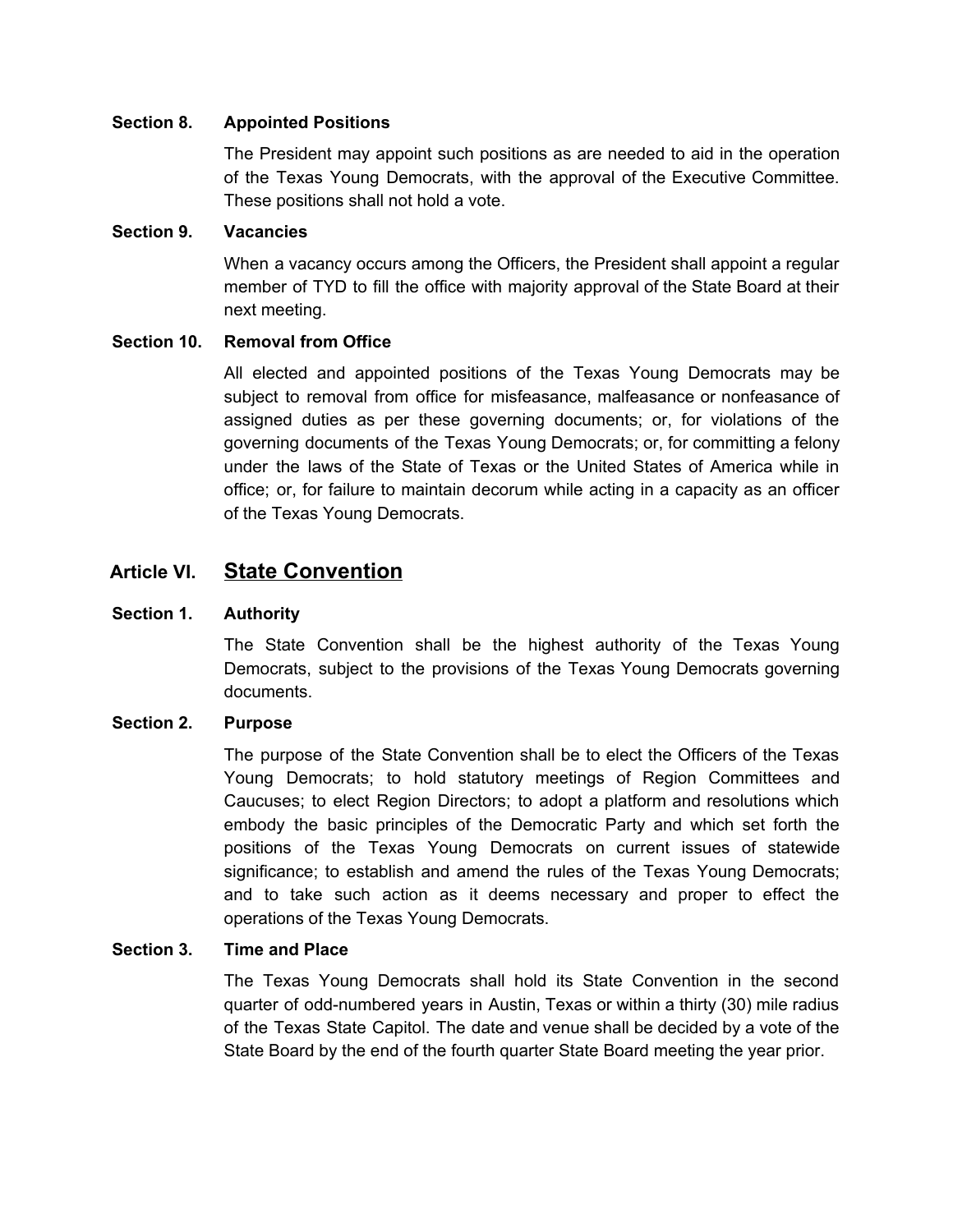### Section 8. Appointed Positions

The President may appoint such positions as are needed to aid in the operation of the Texas Young Democrats, with the approval of the Executive Committee. These positions shall not hold a vote.

### Section 9. Vacancies

When a vacancy occurs among the Officers, the President shall appoint a regular member of TYD to fill the office with majority approval of the State Board at their next meeting.

### Section 10. Removal from Office

All elected and appointed positions of the Texas Young Democrats may be subject to removal from office for misfeasance, malfeasance or nonfeasance of assigned duties as per these governing documents; or, for violations of the governing documents of the Texas Young Democrats; or, for committing a felony under the laws of the State of Texas or the United States of America while in office; or, for failure to maintain decorum while acting in a capacity as an officer of the Texas Young Democrats.

## Article VI. State Convention

### Section 1. Authority

The State Convention shall be the highest authority of the Texas Young Democrats, subject to the provisions of the Texas Young Democrats governing documents.

### Section 2. Purpose

The purpose of the State Convention shall be to elect the Officers of the Texas Young Democrats; to hold statutory meetings of Region Committees and Caucuses; to elect Region Directors; to adopt a platform and resolutions which embody the basic principles of the Democratic Party and which set forth the positions of the Texas Young Democrats on current issues of statewide significance; to establish and amend the rules of the Texas Young Democrats; and to take such action as it deems necessary and proper to effect the operations of the Texas Young Democrats.

### Section 3. Time and Place

The Texas Young Democrats shall hold its State Convention in the second quarter of odd-numbered years in Austin, Texas or within a thirty (30) mile radius of the Texas State Capitol. The date and venue shall be decided by a vote of the State Board by the end of the fourth quarter State Board meeting the year prior.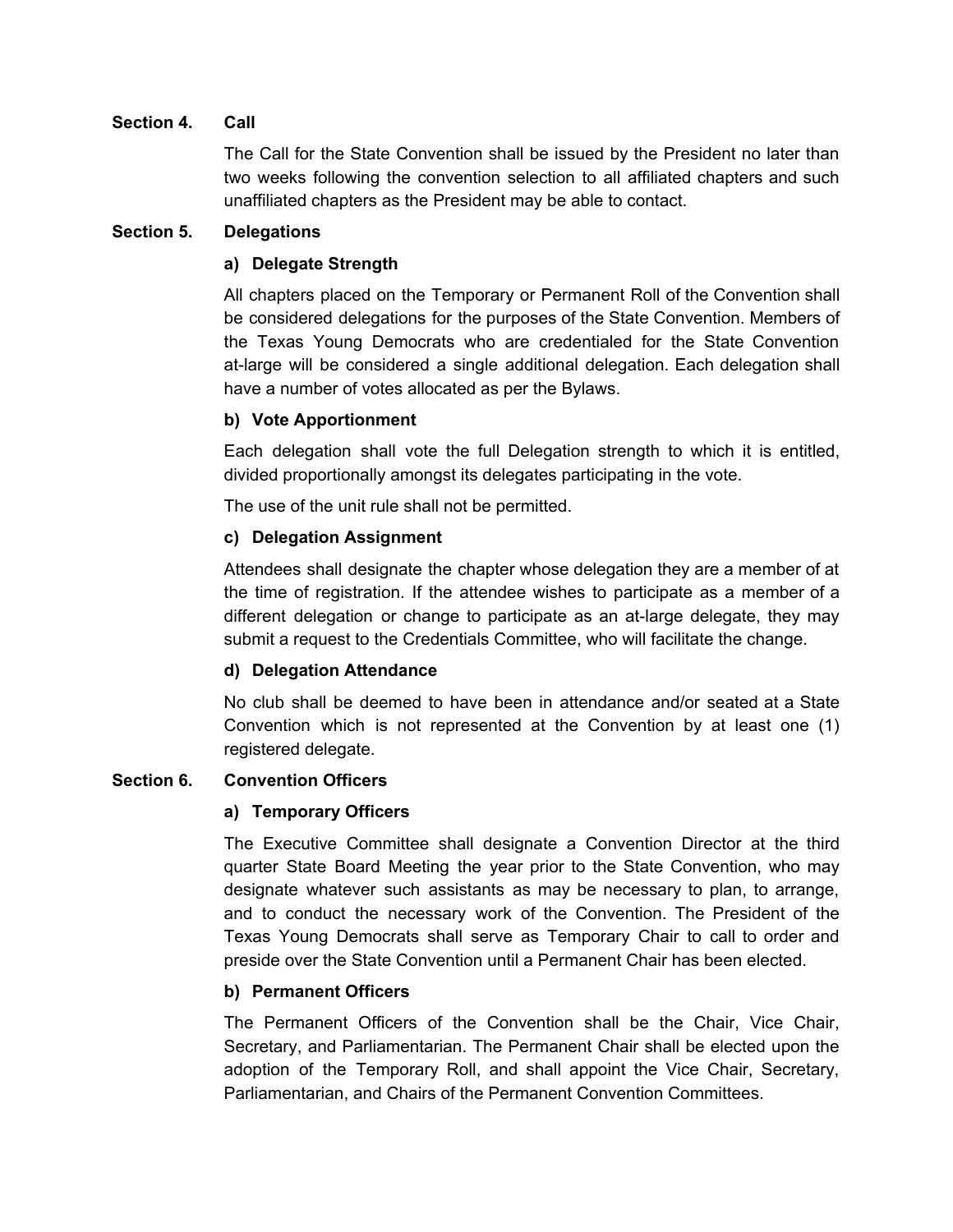### Section 4. Call

The Call for the State Convention shall be issued by the President no later than two weeks following the convention selection to all affiliated chapters and such unaffiliated chapters as the President may be able to contact.

### Section 5. Delegations

#### a) Delegate Strength

All chapters placed on the Temporary or Permanent Roll of the Convention shall be considered delegations for the purposes of the State Convention. Members of the Texas Young Democrats who are credentialed for the State Convention at-large will be considered a single additional delegation. Each delegation shall have a number of votes allocated as per the Bylaws.

#### b) Vote Apportionment

Each delegation shall vote the full Delegation strength to which it is entitled, divided proportionally amongst its delegates participating in the vote.

The use of the unit rule shall not be permitted.

#### c) Delegation Assignment

Attendees shall designate the chapter whose delegation they are a member of at the time of registration. If the attendee wishes to participate as a member of a different delegation or change to participate as an at-large delegate, they may submit a request to the Credentials Committee, who will facilitate the change.

#### d) Delegation Attendance

No club shall be deemed to have been in attendance and/or seated at a State Convention which is not represented at the Convention by at least one (1) registered delegate.

### Section 6. Convention Officers

#### a) Temporary Officers

The Executive Committee shall designate a Convention Director at the third quarter State Board Meeting the year prior to the State Convention, who may designate whatever such assistants as may be necessary to plan, to arrange, and to conduct the necessary work of the Convention. The President of the Texas Young Democrats shall serve as Temporary Chair to call to order and preside over the State Convention until a Permanent Chair has been elected.

#### b) Permanent Officers

The Permanent Officers of the Convention shall be the Chair, Vice Chair, Secretary, and Parliamentarian. The Permanent Chair shall be elected upon the adoption of the Temporary Roll, and shall appoint the Vice Chair, Secretary, Parliamentarian, and Chairs of the Permanent Convention Committees.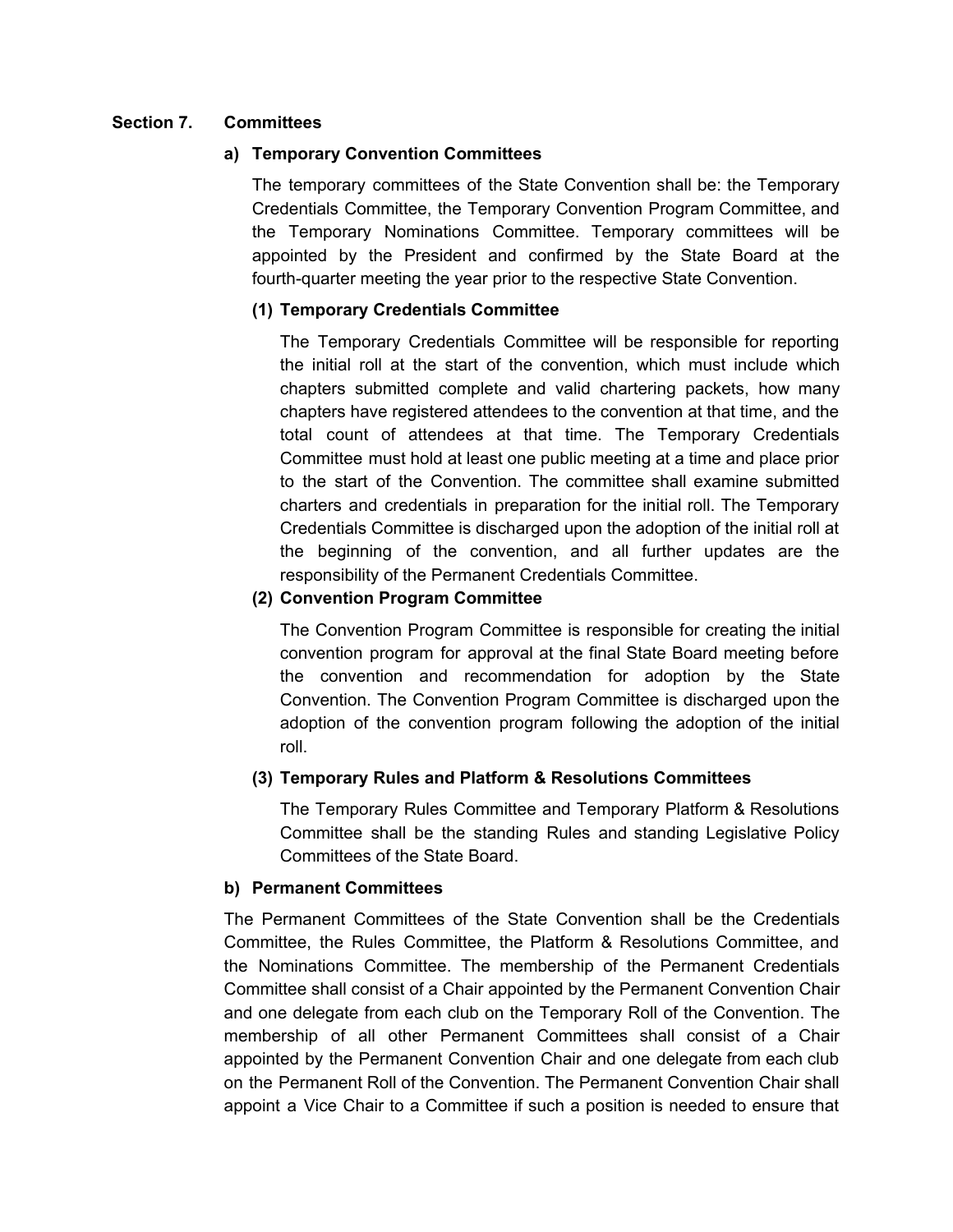**Section 7. Committees**

**a) Temporary Convention Committees**

The temporary committees of the State Convention shall be: the Temporary Credentials Committee, the Temporary Convention Program Committee, and the Temporary Nominations Committee. Temporary committees will be appointed by the President and confirmed by the State Board at the fourth-quarter meeting the year prior to the respective State Convention.

**(1) Temporary Credentials Committee**

The Temporary Credentials Committee will be responsible for reporting the initial roll at the start of the convention, which must include which chapters submitted complete and valid chartering packets, how many chapters have registered attendees to the convention at that time, and the total count of attendees at that time. The Temporary Credentials Committee must hold at least one public meeting at a time and place prior to the start of the Convention. The committee shall examine submitted charters and credentials in preparation for the initial roll. The Temporary Credentials Committee is discharged upon the adoption of the initial roll at the beginning of the convention, and all further updates are the responsibility of the Permanent Credentials Committee.

**(2) Convention Program Committee**

The Convention Program Committee is responsible for creating the initial convention program for approval at the final State Board meeting before the convention and recommendation for adoption by the State Convention. The Convention Program Committee is discharged upon the adoption of the convention program following the adoption of the initial roll.

**(3) Temporary Rules and Platform & Resolutions Committees**

The Temporary Rules Committee and Temporary Platform & Resolutions Committee shall be the standing Rules and standing Legislative Policy Committees of the State Board.

**b) Permanent Committees**

The Permanent Committees of the State Convention shall be the Credentials Committee, the Rules Committee, the Platform & Resolutions Committee, and the Nominations Committee. The membership of the Permanent Credentials Committee shall consist of a Chair appointed by the Permanent Convention Chair and one delegate from each club on the Temporary Roll of the Convention. The membership of all other Permanent Committees shall consist of a Chair appointed by the Permanent Convention Chair and one delegate from each club on the Permanent Roll of the Convention. The Permanent Convention Chair shall appoint a Vice Chair to a Committee if such a position is needed to ensure that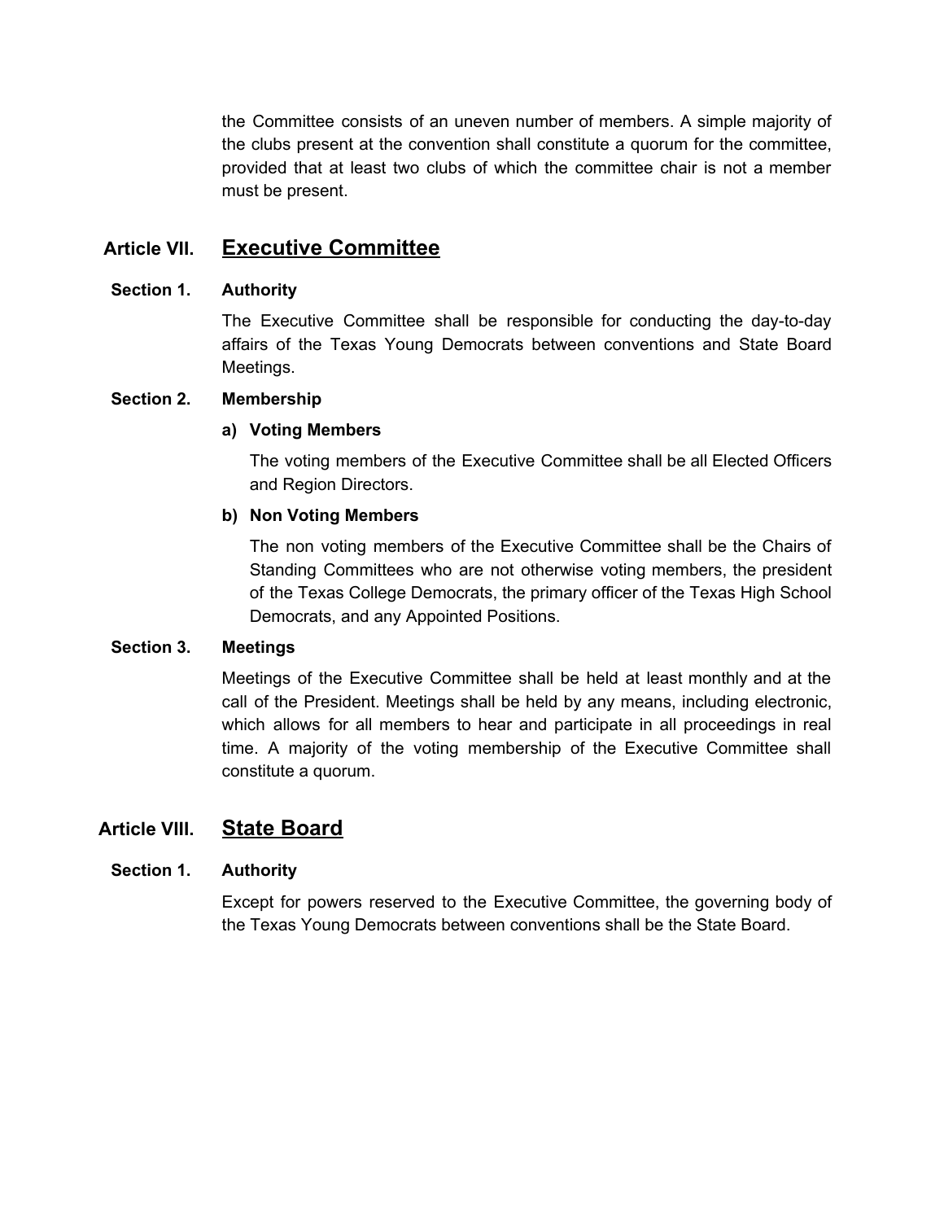the Committee consists of an uneven number of members. A simple majority of the clubs present at the convention shall constitute a quorum for the committee, provided that at least two clubs of which the committee chair is not a member must be present.

## Article VII. Executive Committee

### Section 1. Authority

The Executive Committee shall be responsible for conducting the day-to-day affairs of the Texas Young Democrats between conventions and State Board Meetings.

### Section 2. Membership

**a) Voting Members**

The voting members of the Executive Committee shall be all Elected Officers and Region Directors.

**b) Non Voting Members**

The non voting members of the Executive Committee shall be the Chairs of Standing Committees who are not otherwise voting members, the president of the Texas College Democrats, the primary officer of the Texas High School Democrats, and any Appointed Positions.

### Section 3. Meetings

Meetings of the Executive Committee shall be held at least monthly and at the call of the President. Meetings shall be held by any means, including electronic, which allows for all members to hear and participate in all proceedings in real time. A majority of the voting membership of the Executive Committee shall constitute a quorum.

## Article VIII. State Board

### Section 1. Authority

Except for powers reserved to the Executive Committee, the governing body of the Texas Young Democrats between conventions shall be the State Board.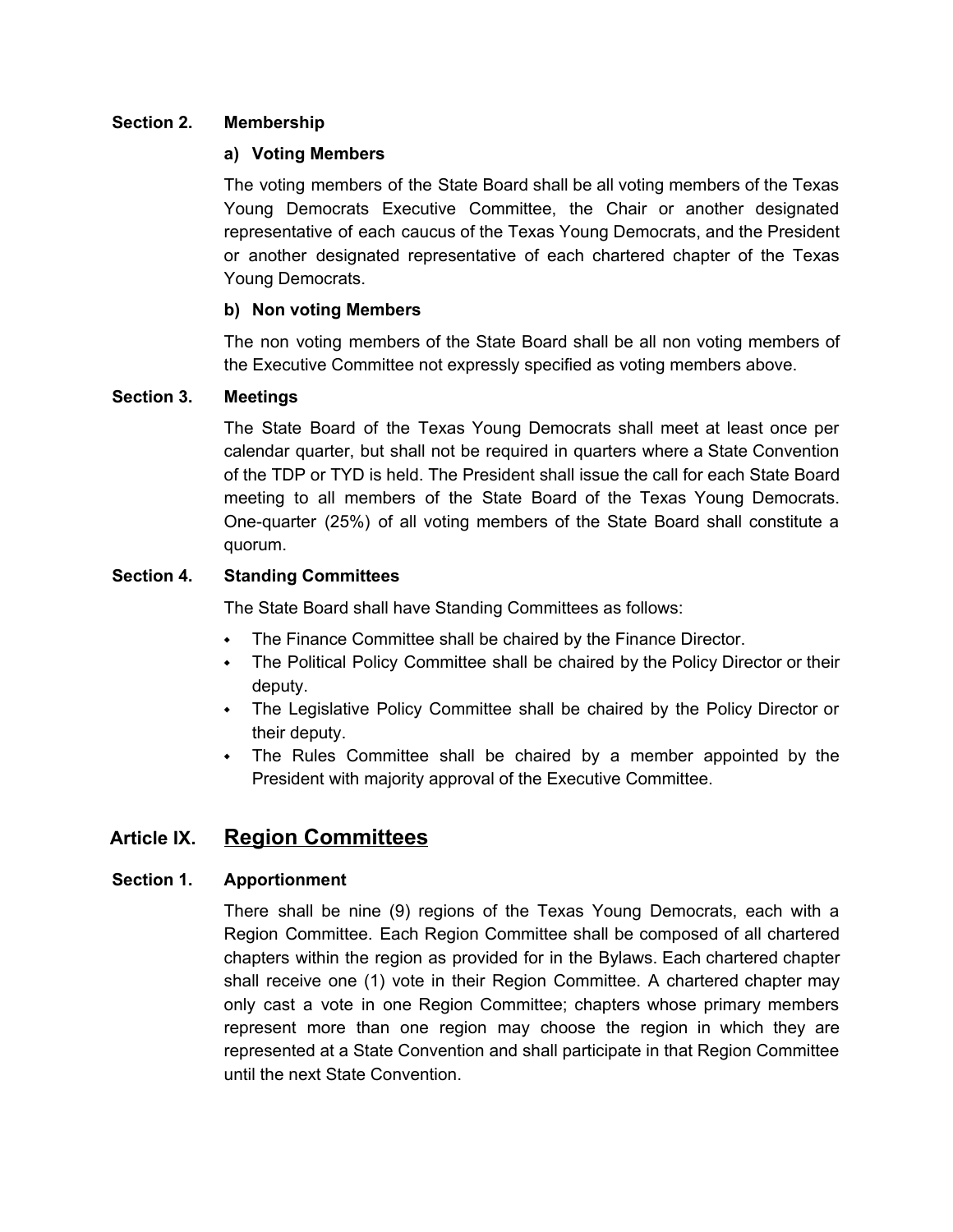### Section 2. Membership

#### a) Voting Members

The voting members of the State Board shall be all voting members of the Texas Young Democrats Executive Committee, the Chair or another designated representative of each caucus of the Texas Young Democrats, and the President or another designated representative of each chartered chapter of the Texas Young Democrats.

#### b) Non voting Members

The non voting members of the State Board shall be all non voting members of the Executive Committee not expressly specified as voting members above.

### Section 3. Meetings

The State Board of the Texas Young Democrats shall meet at least once per calendar quarter, but shall not be required in quarters where a State Convention of the TDP or TYD is held. The President shall issue the call for each State Board meeting to all members of the State Board of the Texas Young Democrats. One-quarter (25%) of all voting members of the State Board shall constitute a quorum.

### Section 4. Standing Committees

The State Board shall have Standing Committees as follows:

- The Finance Committee shall be chaired by the Finance Director.
- The Political Policy Committee shall be chaired by the Policy Director or their deputy.
- The Legislative Policy Committee shall be chaired by the Policy Director or their deputy.
- The Rules Committee shall be chaired by a member appointed by the President with majority approval of the Executive Committee.

## Article IX. Region Committees

### Section 1. Apportionment

There shall be nine (9) regions of the Texas Young Democrats, each with a Region Committee. Each Region Committee shall be composed of all chartered chapters within the region as provided for in the Bylaws. Each chartered chapter shall receive one (1) vote in their Region Committee. A chartered chapter may only cast a vote in one Region Committee; chapters whose primary members represent more than one region may choose the region in which they are represented at a State Convention and shall participate in that Region Committee until the next State Convention.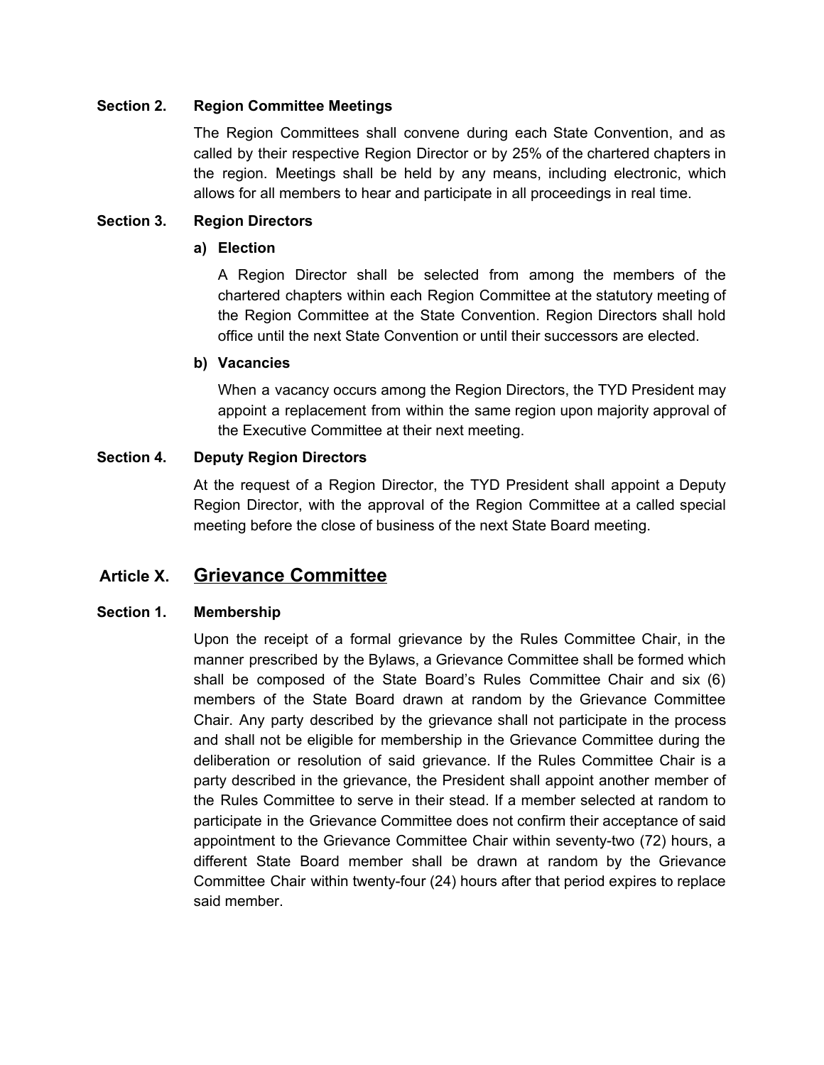### Section 2. Region Committee Meetings

The Region Committees shall convene during each State Convention, and as called by their respective Region Director or by 25% of the chartered chapters in the region. Meetings shall be held by any means, including electronic, which allows for all members to hear and participate in all proceedings in real time.

### Section 3. Region Directors

**a) Election**

A Region Director shall be selected from among the members of the chartered chapters within each Region Committee at the statutory meeting of the Region Committee at the State Convention. Region Directors shall hold office until the next State Convention or until their successors are elected.

**b) Vacancies**

When a vacancy occurs among the Region Directors, the TYD President may appoint a replacement from within the same region upon majority approval of the Executive Committee at their next meeting.

### Section 4. Deputy Region Directors

At the request of a Region Director, the TYD President shall appoint a Deputy Region Director, with the approval of the Region Committee at a called special meeting before the close of business of the next State Board meeting.

## Article X. Grievance Committee

### Section 1. Membership

Upon the receipt of a formal grievance by the Rules Committee Chair, in the manner prescribed by the Bylaws, a Grievance Committee shall be formed which shall be composed of the State Board's Rules Committee Chair and six (6) members of the State Board drawn at random by the Grievance Committee Chair. Any party described by the grievance shall not participate in the process and shall not be eligible for membership in the Grievance Committee during the deliberation or resolution of said grievance. If the Rules Committee Chair is a party described in the grievance, the President shall appoint another member of the Rules Committee to serve in their stead. If a member selected at random to participate in the Grievance Committee does not confirm their acceptance of said appointment to the Grievance Committee Chair within seventy-two (72) hours, a different State Board member shall be drawn at random by the Grievance Committee Chair within twenty-four (24) hours after that period expires to replace said member.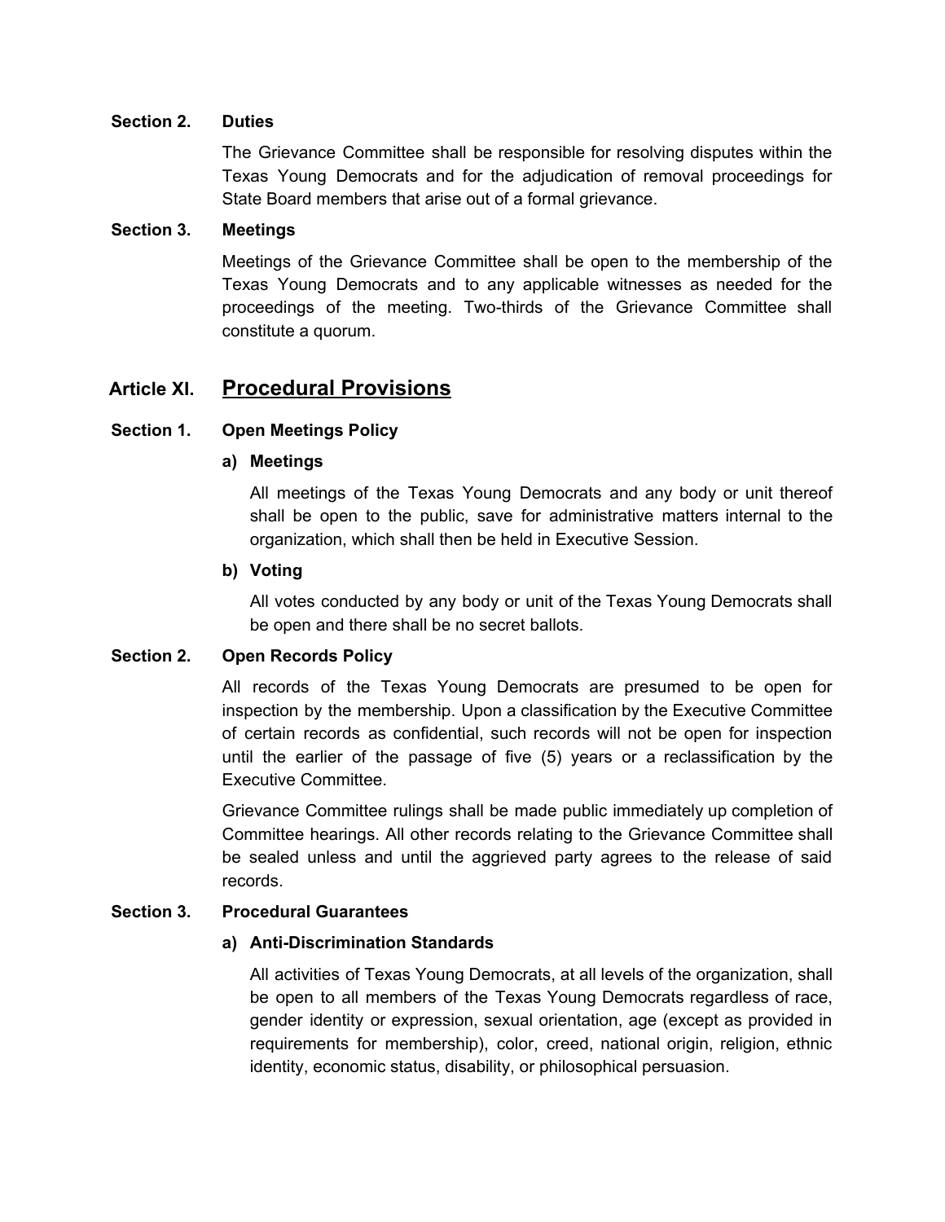### Section 2. Duties

The Grievance Committee shall be responsible for resolving disputes within the Texas Young Democrats and for the adjudication of removal proceedings for State Board members that arise out of a formal grievance.

### Section 3. Meetings

Meetings of the Grievance Committee shall be open to the membership of the Texas Young Democrats and to any applicable witnesses as needed for the proceedings of the meeting. Two-thirds of the Grievance Committee shall constitute a quorum.

## Article XI. Procedural Provisions

### Section 1. Open Meetings Policy

**a) Meetings**

All meetings of the Texas Young Democrats and any body or unit thereof shall be open to the public, save for administrative matters internal to the organization, which shall then be held in Executive Session.

**b) Voting**

All votes conducted by any body or unit of the Texas Young Democrats shall be open and there shall be no secret ballots.

### Section 2. Open Records Policy

All records of the Texas Young Democrats are presumed to be open for inspection by the membership. Upon a classification by the Executive Committee of certain records as confidential, such records will not be open for inspection until the earlier of the passage of five (5) years or a reclassification by the Executive Committee.

Grievance Committee rulings shall be made public immediately up completion of Committee hearings. All other records relating to the Grievance Committee shall be sealed unless and until the aggrieved party agrees to the release of said records.

### Section 3. Procedural Guarantees

**a) Anti-Discrimination Standards**

All activities of Texas Young Democrats, at all levels of the organization, shall be open to all members of the Texas Young Democrats regardless of race, gender identity or expression, sexual orientation, age (except as provided in requirements for membership), color, creed, national origin, religion, ethnic identity, economic status, disability, or philosophical persuasion.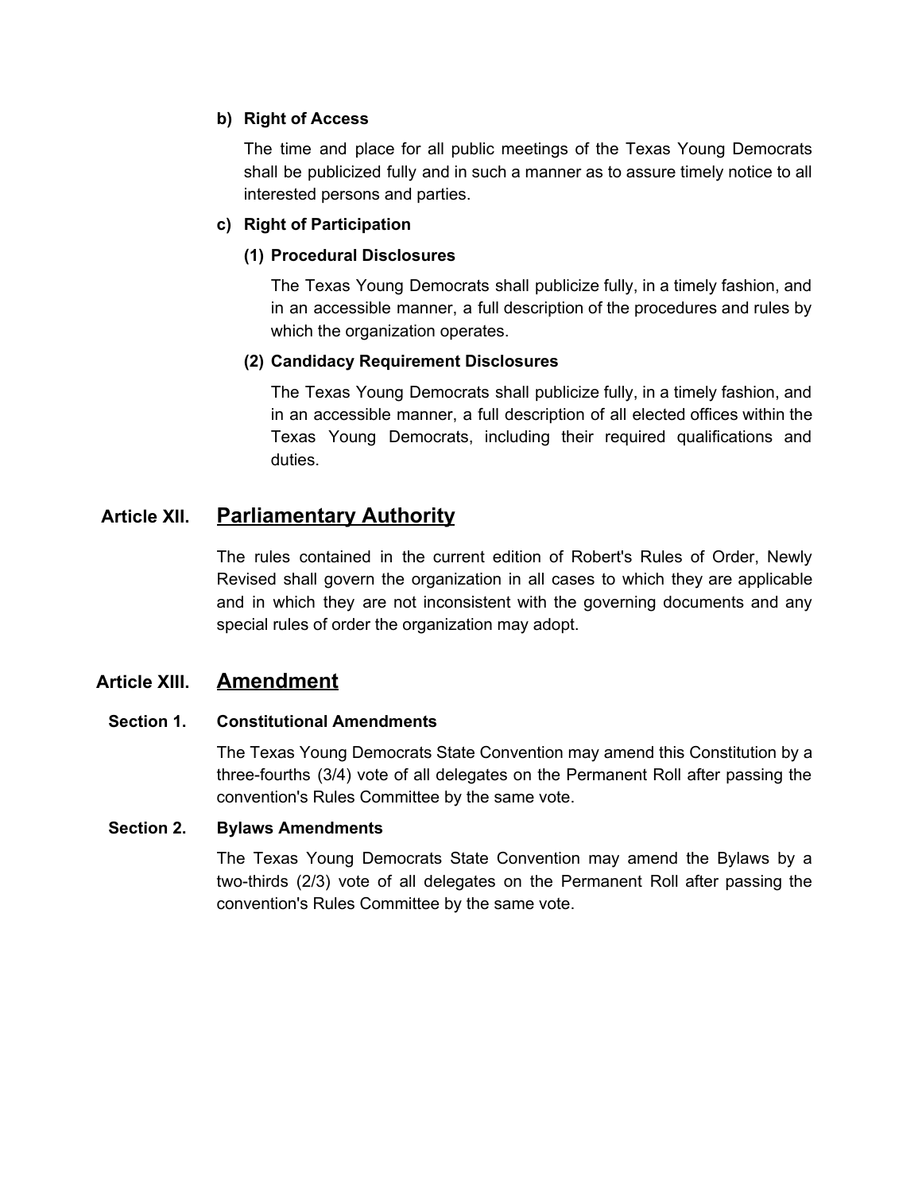**b) Right of Access**

The time and place for all public meetings of the Texas Young Democrats shall be publicized fully and in such a manner as to assure timely notice to all interested persons and parties.

**c) Right of Participation**

**(1) Procedural Disclosures**

The Texas Young Democrats shall publicize fully, in a timely fashion, and in an accessible manner, a full description of the procedures and rules by which the organization operates.

**(2) Candidacy Requirement Disclosures**

The Texas Young Democrats shall publicize fully, in a timely fashion, and in an accessible manner, a full description of all elected offices within the Texas Young Democrats, including their required qualifications and duties.

## Article XII. Parliamentary Authority

The rules contained in the current edition of Robert's Rules of Order, Newly Revised shall govern the organization in all cases to which they are applicable and in which they are not inconsistent with the governing documents and any special rules of order the organization may adopt.

## Article XIII. Amendment

### Section 1. Constitutional Amendments

The Texas Young Democrats State Convention may amend this Constitution by a three-fourths (3/4) vote of all delegates on the Permanent Roll after passing the convention's Rules Committee by the same vote.

### Section 2. Bylaws Amendments

The Texas Young Democrats State Convention may amend the Bylaws by a two-thirds (2/3) vote of all delegates on the Permanent Roll after passing the convention's Rules Committee by the same vote.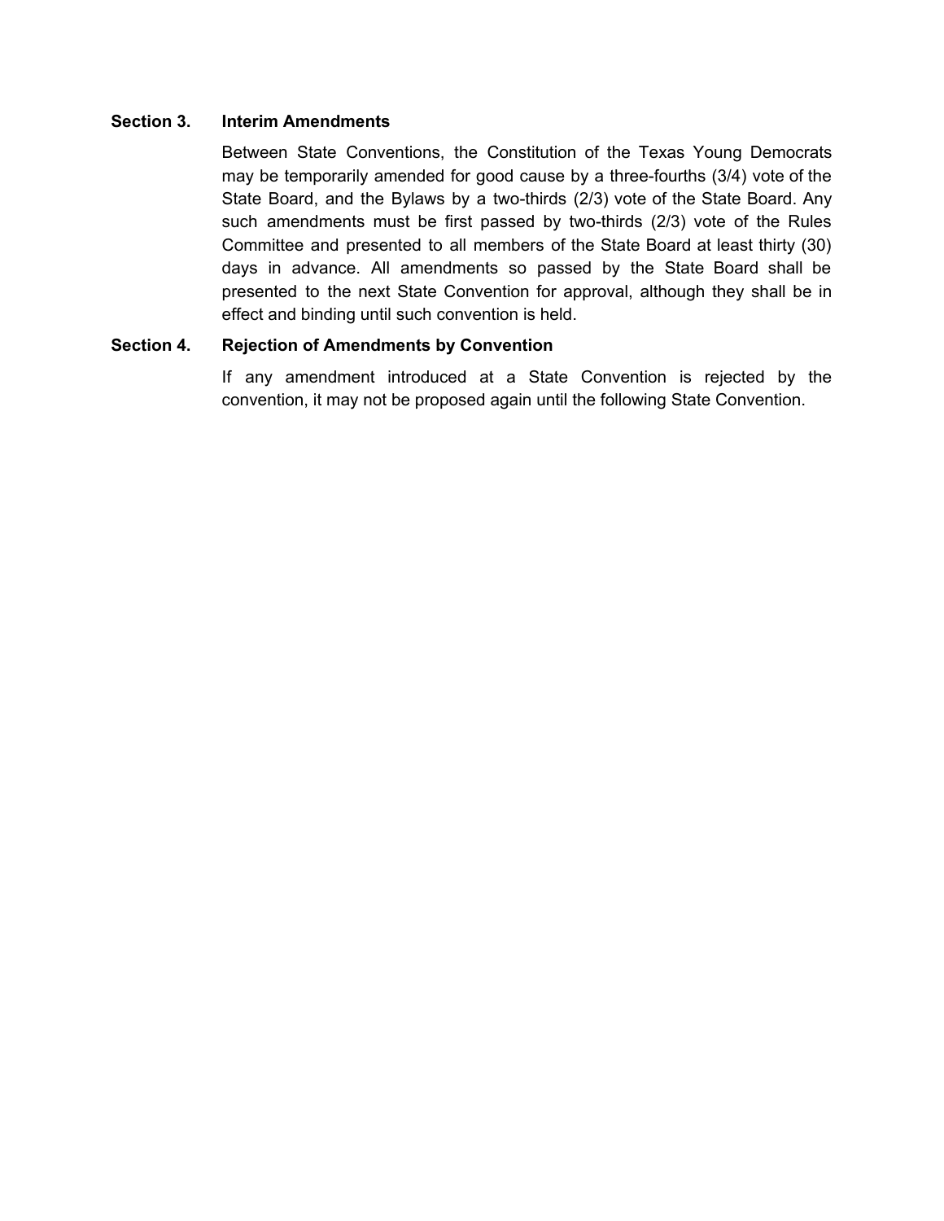### Section 3. Interim Amendments

Between State Conventions, the Constitution of the Texas Young Democrats may be temporarily amended for good cause by a three-fourths (3/4) vote of the State Board, and the Bylaws by a two-thirds (2/3) vote of the State Board. Any such amendments must be first passed by two-thirds (2/3) vote of the Rules Committee and presented to all members of the State Board at least thirty (30) days in advance. All amendments so passed by the State Board shall be presented to the next State Convention for approval, although they shall be in effect and binding until such convention is held.

### Section 4. Rejection of Amendments by Convention

If any amendment introduced at a State Convention is rejected by the convention, it may not be proposed again until the following State Convention.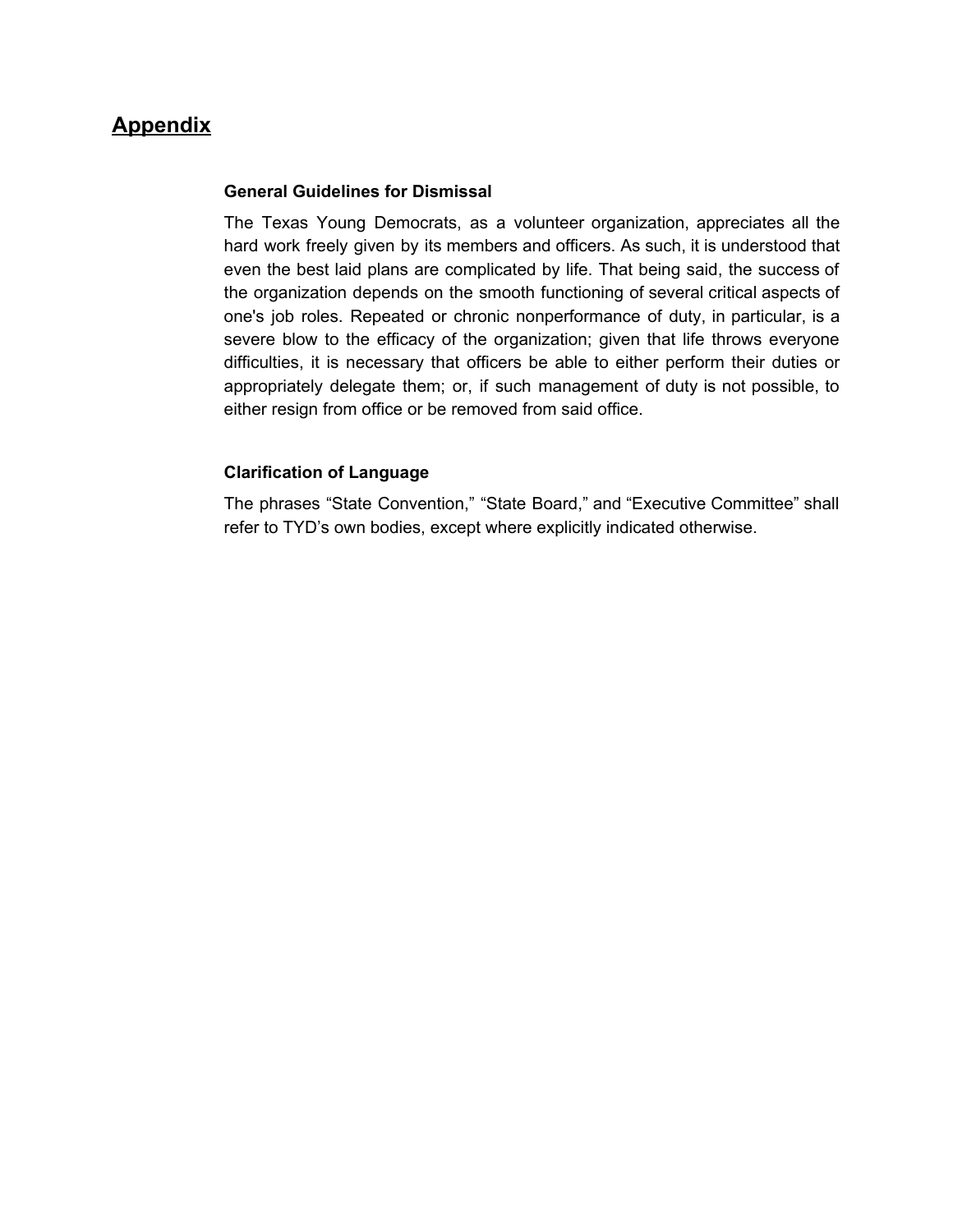## Appendix

### General Guidelines for Dismissal

The Texas Young Democrats, as a volunteer organization, appreciates all the hard work freely given by its members and officers. As such, it is understood that even the best laid plans are complicated by life. That being said, the success of the organization depends on the smooth functioning of several critical aspects of one's job roles. Repeated or chronic nonperformance of duty, in particular, is a severe blow to the efficacy of the organization; given that life throws everyone difficulties, it is necessary that officers be able to either perform their duties or appropriately delegate them; or, if such management of duty is not possible, to either resign from office or be removed from said office.

### Clarification of Language

The phrases “State Convention,” “State Board,” and “Executive Committee” shall refer to TYD’s own bodies, except where explicitly indicated otherwise.